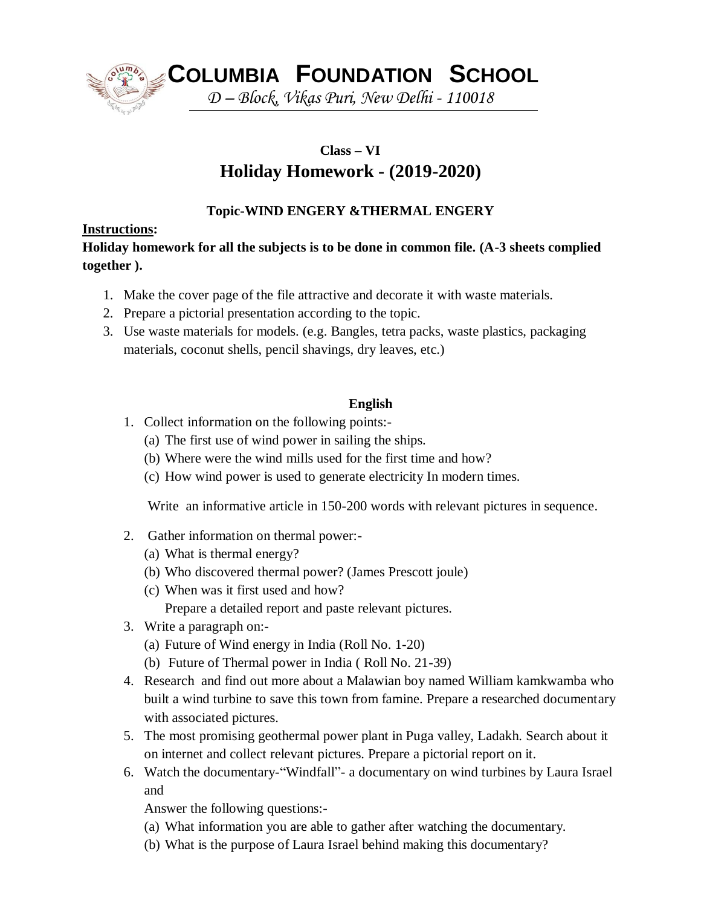# COLUMBIA FOUNDATION SCHOOL

*D – Block, Vikas Puri, New Delhi - 110018*

**Class – VI**

## Holiday Homework - (2019-2020)

**Topic-WIND ENGERY &THERMAL ENGERY**

**Instructions:**

**Holiday homework for all the subjects is to be done in common file. (A-3 sheets complied together ).**

1. Make the cover page of the file attractive and decorate it with waste materials.
2. Prepare a pictorial presentation according to the topic.
3. Use waste materials for models. (e.g. Bangles, tetra packs, waste plastics, packaging materials, coconut shells, pencil shavings, dry leaves, etc.)

**English**

1. Collect information on the following points:-
   (a) The first use of wind power in sailing the ships.
   (b) Where were the wind mills used for the first time and how?
   (c) How wind power is used to generate electricity In modern times.

   Write an informative article in 150-200 words with relevant pictures in sequence.

2. Gather information on thermal power:-
   (a) What is thermal energy?
   (b) Who discovered thermal power? (James Prescott joule)
   (c) When was it first used and how?
   Prepare a detailed report and paste relevant pictures.
3. Write a paragraph on:-
   (a) Future of Wind energy in India (Roll No. 1-20)
   (b) Future of Thermal power in India ( Roll No. 21-39)
4. Research and find out more about a Malawian boy named William kamkwamba who built a wind turbine to save this town from famine. Prepare a researched documentary with associated pictures.
5. The most promising geothermal power plant in Puga valley, Ladakh. Search about it on internet and collect relevant pictures. Prepare a pictorial report on it.
6. Watch the documentary-"Windfall"- a documentary on wind turbines by Laura Israel and
   Answer the following questions:-
   (a) What information you are able to gather after watching the documentary.
   (b) What is the purpose of Laura Israel behind making this documentary?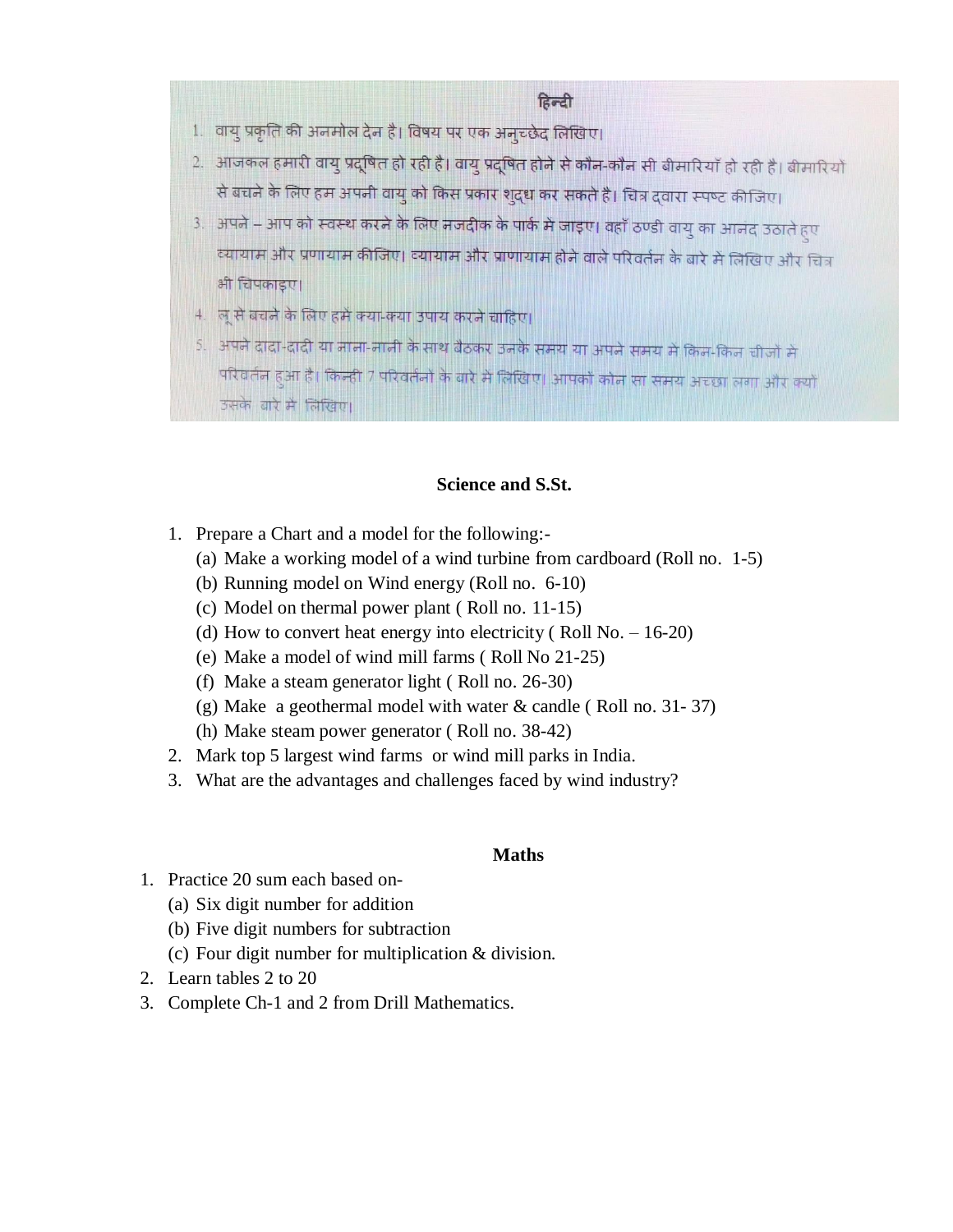## हिन्दी

1. वायु प्रकृति की अनमोल देन है। विषय पर एक अनुच्छेद लिखिए।
2. आजकल हमारी वायु प्रदूषित हो रही है। वायु प्रदूषित होने से कौन-कौन सी बीमारियाँ हो रही है। बीमारियों से बचने के लिए हम अपनी वायु को किस प्रकार शुद्ध कर सकते है। चित्र द्वारा स्पष्ट कीजिए।
3. अपने – आप को स्वस्थ करने के लिए नजदीक के पार्क में जाइए। वहाँ ठण्डी वायु का आनद उठाते हुए व्यायाम और प्रणायाम कीजिए। व्यायाम और प्राणायाम होने वाले परिवर्तन के बारे में लिखिए और चित्र भी चिपकाइए।
4. लू से बचने के लिए हमें क्या-क्या उपाय करने चाहिए।
5. अपने दादा-दादी या नाना-नानी के साथ बैठकर उनके समय या अपने समय में किन-किन चीजों में परिवर्तन हुआ है। किन्हीं 7 परिवर्तनों के बारे में लिखिए। आपको कौन सा समय अच्छा लगा और क्यों उसके बारे में लिखिए।

## Science and S.St.

1. Prepare a Chart and a model for the following:-
   (a) Make a working model of a wind turbine from cardboard (Roll no. 1-5)
   (b) Running model on Wind energy (Roll no. 6-10)
   (c) Model on thermal power plant ( Roll no. 11-15)
   (d) How to convert heat energy into electricity ( Roll No. – 16-20)
   (e) Make a model of wind mill farms ( Roll No 21-25)
   (f) Make a steam generator light ( Roll no. 26-30)
   (g) Make a geothermal model with water & candle ( Roll no. 31- 37)
   (h) Make steam power generator ( Roll no. 38-42)
2. Mark top 5 largest wind farms or wind mill parks in India.
3. What are the advantages and challenges faced by wind industry?

## Maths

1. Practice 20 sum each based on-
   (a) Six digit number for addition
   (b) Five digit numbers for subtraction
   (c) Four digit number for multiplication & division.
2. Learn tables 2 to 20
3. Complete Ch-1 and 2 from Drill Mathematics.